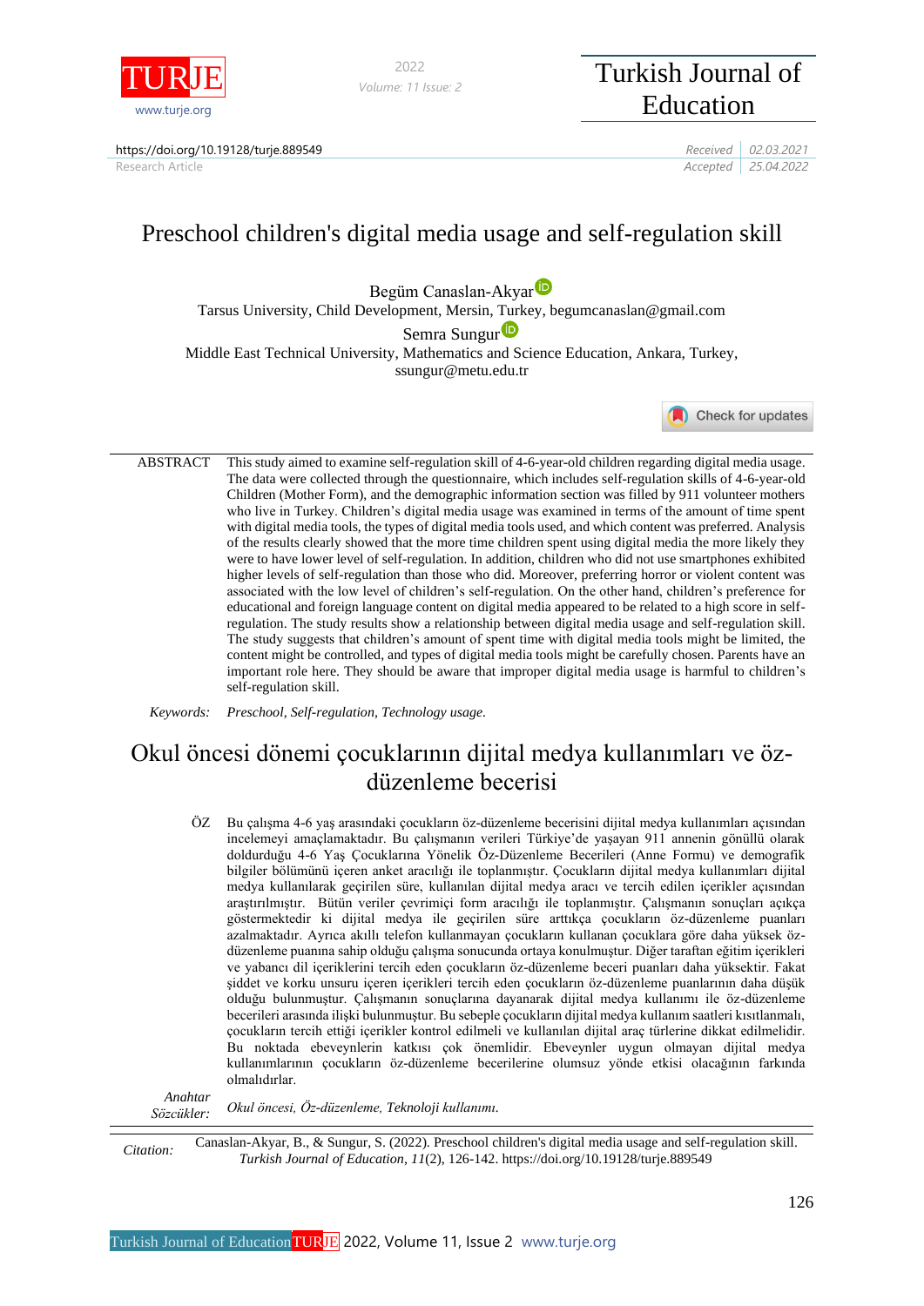https://doi.org/10.19128/turje.889549

Research Article

Received 02.03.2021

Accepted 25.04.2022

# Preschool children's digital media usage and self-regulation skill

Begüm Canaslan-Akyar

Tarsus University, Child Development, Mersin, Turkey, begumcanaslan@gmail.com

Semra Sungur

Middle East Technical University, Mathematics and Science Education, Ankara, Turkey, ssungur@metu.edu.tr

ABSTRACT This study aimed to examine self-regulation skill of 4-6-year-old children regarding digital media usage. The data were collected through the questionnaire, which includes self-regulation skills of 4-6-year-old Children (Mother Form), and the demographic information section was filled by 911 volunteer mothers who live in Turkey. Children's digital media usage was examined in terms of the amount of time spent with digital media tools, the types of digital media tools used, and which content was preferred. Analysis of the results clearly showed that the more time children spent using digital media the more likely they were to have lower level of self-regulation. In addition, children who did not use smartphones exhibited higher levels of self-regulation than those who did. Moreover, preferring horror or violent content was associated with the low level of children's self-regulation. On the other hand, children's preference for educational and foreign language content on digital media appeared to be related to a high score in self-regulation. The study results show a relationship between digital media usage and self-regulation skill. The study suggests that children's amount of spent time with digital media tools might be limited, the content might be controlled, and types of digital media tools might be carefully chosen. Parents have an important role here. They should be aware that improper digital media usage is harmful to children's self-regulation skill.

*Keywords: Preschool, Self-regulation, Technology usage.*

# Okul öncesi dönemi çocuklarının dijital medya kullanımları ve öz-düzenleme becerisi

ÖZ Bu çalışma 4-6 yaş arasındaki çocukların öz-düzenleme becerisini dijital medya kullanımları açısından incelemeyi amaçlamaktadır. Bu çalışmanın verileri Türkiye'de yaşayan 911 annenin gönüllü olarak doldurduğu 4-6 Yaş Çocuklarına Yönelik Öz-Düzenleme Becerileri (Anne Formu) ve demografik bilgiler bölümünü içeren anket aracılığı ile toplanmıştır. Çocukların dijital medya kullanımları dijital medya kullanılarak geçirilen süre, kullanılan dijital medya aracı ve tercih edilen içerikler açısından araştırılmıştır. Bütün veriler çevrimiçi form aracılığı ile toplanmıştır. Çalışmanın sonuçları açıkça göstermektedir ki dijital medya ile geçirilen süre arttıkça çocukların öz-düzenleme puanları azalmaktadır. Ayrıca akıllı telefon kullanmayan çocukların kullanan çocuklara göre daha yüksek öz-düzenleme puanına sahip olduğu çalışma sonucunda ortaya konulmuştur. Diğer taraftan eğitim içerikleri ve yabancı dil içeriklerini tercih eden çocukların öz-düzenleme beceri puanları daha yüksektir. Fakat şiddet ve korku unsuru içeren içerikleri tercih eden çocukların öz-düzenleme puanlarının daha düşük olduğu bulunmuştur. Çalışmanın sonuçlarına dayanarak dijital medya kullanımı ile öz-düzenleme becerileri arasında ilişki bulunmuştur. Bu sebeple çocukların dijital medya kullanım saatleri kısıtlanmalı, çocukların tercih ettiği içerikler kontrol edilmeli ve kullanılan dijital araç türlerine dikkat edilmelidir. Bu noktada ebeveynlerin katkısı çok önemlidir. Ebeveynler uygun olmayan dijital medya kullanımlarının çocukların öz-düzenleme becerilerine olumsuz yönde etkisi olacağının farkında olmalıdırlar.

*Anahtar Sözcükler: Okul öncesi, Öz-düzenleme, Teknoloji kullanımı.*

*Citation:* Canaslan-Akyar, B., & Sungur, S. (2022). Preschool children's digital media usage and self-regulation skill. *Turkish Journal of Education*, *11*(2), 126-142. https://doi.org/10.19128/turje.889549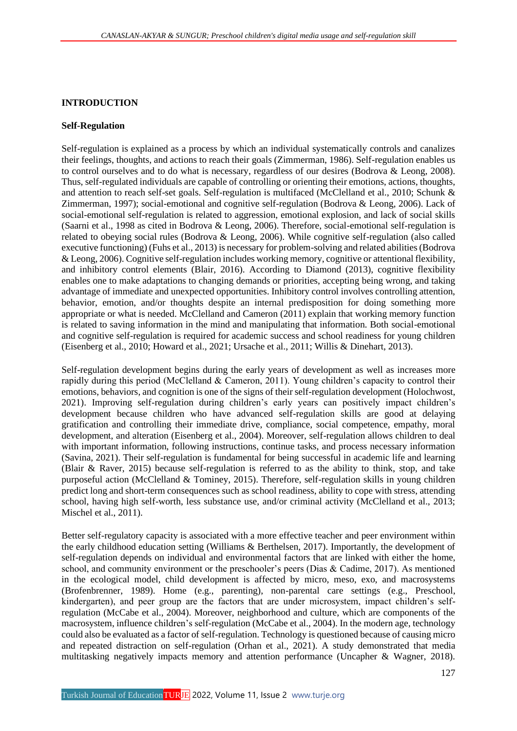# INTRODUCTION

## Self-Regulation

Self-regulation is explained as a process by which an individual systematically controls and canalizes their feelings, thoughts, and actions to reach their goals (Zimmerman, 1986). Self-regulation enables us to control ourselves and to do what is necessary, regardless of our desires (Bodrova & Leong, 2008). Thus, self-regulated individuals are capable of controlling or orienting their emotions, actions, thoughts, and attention to reach self-set goals. Self-regulation is multifaced (McClelland et al., 2010; Schunk & Zimmerman, 1997); social-emotional and cognitive self-regulation (Bodrova & Leong, 2006). Lack of social-emotional self-regulation is related to aggression, emotional explosion, and lack of social skills (Saarni et al., 1998 as cited in Bodrova & Leong, 2006). Therefore, social-emotional self-regulation is related to obeying social rules (Bodrova & Leong, 2006). While cognitive self-regulation (also called executive functioning) (Fuhs et al., 2013) is necessary for problem-solving and related abilities (Bodrova & Leong, 2006). Cognitive self-regulation includes working memory, cognitive or attentional flexibility, and inhibitory control elements (Blair, 2016). According to Diamond (2013), cognitive flexibility enables one to make adaptations to changing demands or priorities, accepting being wrong, and taking advantage of immediate and unexpected opportunities. Inhibitory control involves controlling attention, behavior, emotion, and/or thoughts despite an internal predisposition for doing something more appropriate or what is needed. McClelland and Cameron (2011) explain that working memory function is related to saving information in the mind and manipulating that information. Both social-emotional and cognitive self-regulation is required for academic success and school readiness for young children (Eisenberg et al., 2010; Howard et al., 2021; Ursache et al., 2011; Willis & Dinehart, 2013).

Self-regulation development begins during the early years of development as well as increases more rapidly during this period (McClelland & Cameron, 2011). Young children's capacity to control their emotions, behaviors, and cognition is one of the signs of their self-regulation development (Holochwost, 2021). Improving self-regulation during children's early years can positively impact children's development because children who have advanced self-regulation skills are good at delaying gratification and controlling their immediate drive, compliance, social competence, empathy, moral development, and alteration (Eisenberg et al., 2004). Moreover, self-regulation allows children to deal with important information, following instructions, continue tasks, and process necessary information (Savina, 2021). Their self-regulation is fundamental for being successful in academic life and learning (Blair & Raver, 2015) because self-regulation is referred to as the ability to think, stop, and take purposeful action (McClelland & Tominey, 2015). Therefore, self-regulation skills in young children predict long and short-term consequences such as school readiness, ability to cope with stress, attending school, having high self-worth, less substance use, and/or criminal activity (McClelland et al., 2013; Mischel et al., 2011).

Better self-regulatory capacity is associated with a more effective teacher and peer environment within the early childhood education setting (Williams & Berthelsen, 2017). Importantly, the development of self-regulation depends on individual and environmental factors that are linked with either the home, school, and community environment or the preschooler's peers (Dias & Cadime, 2017). As mentioned in the ecological model, child development is affected by micro, meso, exo, and macrosystems (Brofenbrenner, 1989). Home (e.g., parenting), non-parental care settings (e.g., Preschool, kindergarten), and peer group are the factors that are under microsystem, impact children's self-regulation (McCabe et al., 2004). Moreover, neighborhood and culture, which are components of the macrosystem, influence children's self-regulation (McCabe et al., 2004). In the modern age, technology could also be evaluated as a factor of self-regulation. Technology is questioned because of causing micro and repeated distraction on self-regulation (Orhan et al., 2021). A study demonstrated that media multitasking negatively impacts memory and attention performance (Uncapher & Wagner, 2018).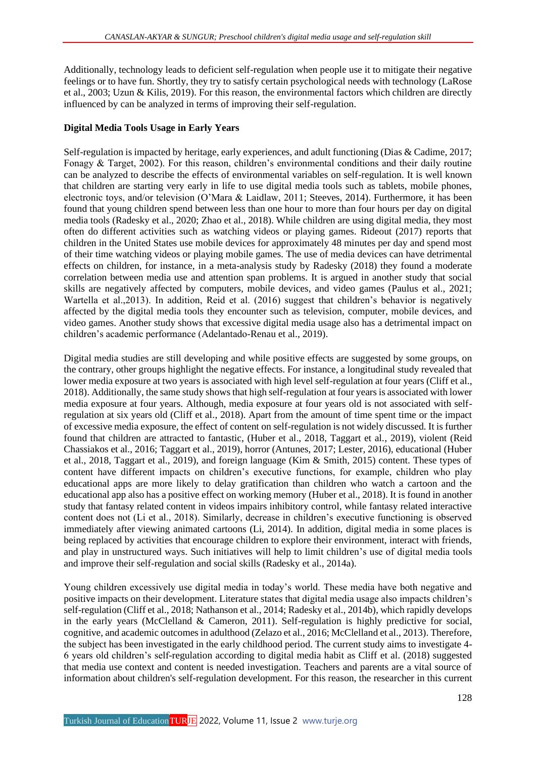Additionally, technology leads to deficient self-regulation when people use it to mitigate their negative feelings or to have fun. Shortly, they try to satisfy certain psychological needs with technology (LaRose et al., 2003; Uzun & Kilis, 2019). For this reason, the environmental factors which children are directly influenced by can be analyzed in terms of improving their self-regulation.

## Digital Media Tools Usage in Early Years

Self-regulation is impacted by heritage, early experiences, and adult functioning (Dias & Cadime, 2017; Fonagy & Target, 2002). For this reason, children's environmental conditions and their daily routine can be analyzed to describe the effects of environmental variables on self-regulation. It is well known that children are starting very early in life to use digital media tools such as tablets, mobile phones, electronic toys, and/or television (O'Mara & Laidlaw, 2011; Steeves, 2014). Furthermore, it has been found that young children spend between less than one hour to more than four hours per day on digital media tools (Radesky et al., 2020; Zhao et al., 2018). While children are using digital media, they most often do different activities such as watching videos or playing games. Rideout (2017) reports that children in the United States use mobile devices for approximately 48 minutes per day and spend most of their time watching videos or playing mobile games. The use of media devices can have detrimental effects on children, for instance, in a meta-analysis study by Radesky (2018) they found a moderate correlation between media use and attention span problems. It is argued in another study that social skills are negatively affected by computers, mobile devices, and video games (Paulus et al., 2021; Wartella et al.,2013). In addition, Reid et al. (2016) suggest that children's behavior is negatively affected by the digital media tools they encounter such as television, computer, mobile devices, and video games. Another study shows that excessive digital media usage also has a detrimental impact on children's academic performance (Adelantado-Renau et al., 2019).

Digital media studies are still developing and while positive effects are suggested by some groups, on the contrary, other groups highlight the negative effects. For instance, a longitudinal study revealed that lower media exposure at two years is associated with high level self-regulation at four years (Cliff et al., 2018). Additionally, the same study shows that high self-regulation at four years is associated with lower media exposure at four years. Although, media exposure at four years old is not associated with self-regulation at six years old (Cliff et al., 2018). Apart from the amount of time spent time or the impact of excessive media exposure, the effect of content on self-regulation is not widely discussed. It is further found that children are attracted to fantastic, (Huber et al., 2018, Taggart et al., 2019), violent (Reid Chassiakos et al., 2016; Taggart et al., 2019), horror (Antunes, 2017; Lester, 2016), educational (Huber et al., 2018, Taggart et al., 2019), and foreign language (Kim & Smith, 2015) content. These types of content have different impacts on children's executive functions, for example, children who play educational apps are more likely to delay gratification than children who watch a cartoon and the educational app also has a positive effect on working memory (Huber et al., 2018). It is found in another study that fantasy related content in videos impairs inhibitory control, while fantasy related interactive content does not (Li et al., 2018). Similarly, decrease in children's executive functioning is observed immediately after viewing animated cartoons (Li, 2014). In addition, digital media in some places is being replaced by activities that encourage children to explore their environment, interact with friends, and play in unstructured ways. Such initiatives will help to limit children's use of digital media tools and improve their self-regulation and social skills (Radesky et al., 2014a).

Young children excessively use digital media in today's world. These media have both negative and positive impacts on their development. Literature states that digital media usage also impacts children's self-regulation (Cliff et al., 2018; Nathanson et al., 2014; Radesky et al., 2014b), which rapidly develops in the early years (McClelland & Cameron, 2011). Self-regulation is highly predictive for social, cognitive, and academic outcomes in adulthood (Zelazo et al., 2016; McClelland et al., 2013). Therefore, the subject has been investigated in the early childhood period. The current study aims to investigate 4-6 years old children's self-regulation according to digital media habit as Cliff et al. (2018) suggested that media use context and content is needed investigation. Teachers and parents are a vital source of information about children's self-regulation development. For this reason, the researcher in this current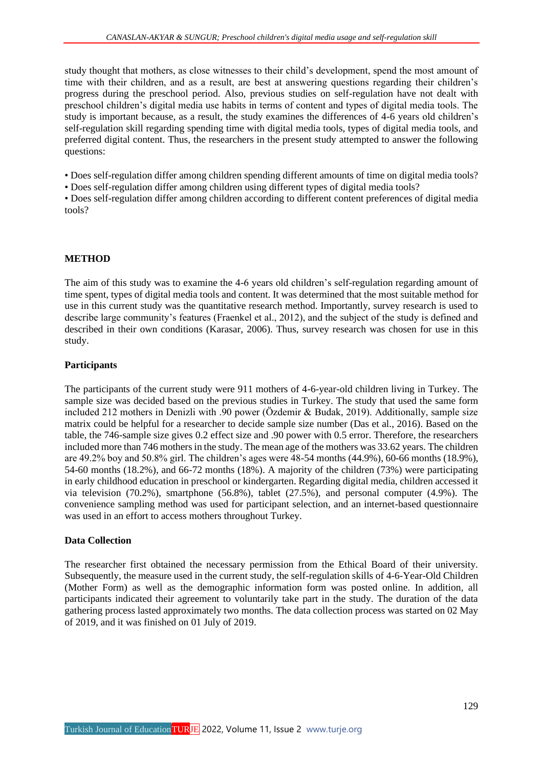study thought that mothers, as close witnesses to their child's development, spend the most amount of time with their children, and as a result, are best at answering questions regarding their children's progress during the preschool period. Also, previous studies on self-regulation have not dealt with preschool children's digital media use habits in terms of content and types of digital media tools. The study is important because, as a result, the study examines the differences of 4-6 years old children's self-regulation skill regarding spending time with digital media tools, types of digital media tools, and preferred digital content. Thus, the researchers in the present study attempted to answer the following questions:

- Does self-regulation differ among children spending different amounts of time on digital media tools?
- Does self-regulation differ among children using different types of digital media tools?
- Does self-regulation differ among children according to different content preferences of digital media tools?

## METHOD

The aim of this study was to examine the 4-6 years old children's self-regulation regarding amount of time spent, types of digital media tools and content. It was determined that the most suitable method for use in this current study was the quantitative research method. Importantly, survey research is used to describe large community's features (Fraenkel et al., 2012), and the subject of the study is defined and described in their own conditions (Karasar, 2006). Thus, survey research was chosen for use in this study.

### Participants

The participants of the current study were 911 mothers of 4-6-year-old children living in Turkey. The sample size was decided based on the previous studies in Turkey. The study that used the same form included 212 mothers in Denizli with .90 power (Özdemir & Budak, 2019). Additionally, sample size matrix could be helpful for a researcher to decide sample size number (Das et al., 2016). Based on the table, the 746-sample size gives 0.2 effect size and .90 power with 0.5 error. Therefore, the researchers included more than 746 mothers in the study. The mean age of the mothers was 33.62 years. The children are 49.2% boy and 50.8% girl. The children's ages were 48-54 months (44.9%), 60-66 months (18.9%), 54-60 months (18.2%), and 66-72 months (18%). A majority of the children (73%) were participating in early childhood education in preschool or kindergarten. Regarding digital media, children accessed it via television (70.2%), smartphone (56.8%), tablet (27.5%), and personal computer (4.9%). The convenience sampling method was used for participant selection, and an internet-based questionnaire was used in an effort to access mothers throughout Turkey.

### Data Collection

The researcher first obtained the necessary permission from the Ethical Board of their university. Subsequently, the measure used in the current study, the self-regulation skills of 4-6-Year-Old Children (Mother Form) as well as the demographic information form was posted online. In addition, all participants indicated their agreement to voluntarily take part in the study. The duration of the data gathering process lasted approximately two months. The data collection process was started on 02 May of 2019, and it was finished on 01 July of 2019.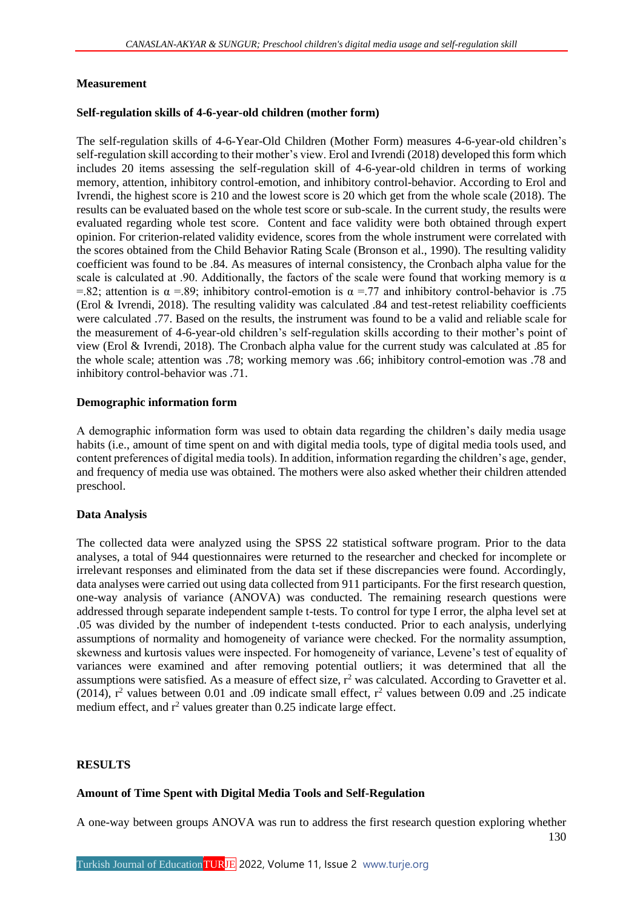## Measurement

### Self-regulation skills of 4-6-year-old children (mother form)

The self-regulation skills of 4-6-Year-Old Children (Mother Form) measures 4-6-year-old children's self-regulation skill according to their mother's view. Erol and Ivrendi (2018) developed this form which includes 20 items assessing the self-regulation skill of 4-6-year-old children in terms of working memory, attention, inhibitory control-emotion, and inhibitory control-behavior. According to Erol and Ivrendi, the highest score is 210 and the lowest score is 20 which get from the whole scale (2018). The results can be evaluated based on the whole test score or sub-scale. In the current study, the results were evaluated regarding whole test score. Content and face validity were both obtained through expert opinion. For criterion-related validity evidence, scores from the whole instrument were correlated with the scores obtained from the Child Behavior Rating Scale (Bronson et al., 1990). The resulting validity coefficient was found to be .84. As measures of internal consistency, the Cronbach alpha value for the scale is calculated at .90. Additionally, the factors of the scale were found that working memory is $\alpha$ =.82; attention is $\alpha$ =.89; inhibitory control-emotion is $\alpha$ =.77 and inhibitory control-behavior is .75 (Erol & Ivrendi, 2018). The resulting validity was calculated .84 and test-retest reliability coefficients were calculated .77. Based on the results, the instrument was found to be a valid and reliable scale for the measurement of 4-6-year-old children's self-regulation skills according to their mother's point of view (Erol & Ivrendi, 2018). The Cronbach alpha value for the current study was calculated at .85 for the whole scale; attention was .78; working memory was .66; inhibitory control-emotion was .78 and inhibitory control-behavior was .71.

### Demographic information form

A demographic information form was used to obtain data regarding the children's daily media usage habits (i.e., amount of time spent on and with digital media tools, type of digital media tools used, and content preferences of digital media tools). In addition, information regarding the children's age, gender, and frequency of media use was obtained. The mothers were also asked whether their children attended preschool.

## Data Analysis

The collected data were analyzed using the SPSS 22 statistical software program. Prior to the data analyses, a total of 944 questionnaires were returned to the researcher and checked for incomplete or irrelevant responses and eliminated from the data set if these discrepancies were found. Accordingly, data analyses were carried out using data collected from 911 participants. For the first research question, one-way analysis of variance (ANOVA) was conducted. The remaining research questions were addressed through separate independent sample t-tests. To control for type I error, the alpha level set at .05 was divided by the number of independent t-tests conducted. Prior to each analysis, underlying assumptions of normality and homogeneity of variance were checked. For the normality assumption, skewness and kurtosis values were inspected. For homogeneity of variance, Levene's test of equality of variances were examined and after removing potential outliers; it was determined that all the assumptions were satisfied. As a measure of effect size, $r^2$ was calculated. According to Gravetter et al. (2014), $r^2$ values between 0.01 and .09 indicate small effect, $r^2$ values between 0.09 and .25 indicate medium effect, and $r^2$ values greater than 0.25 indicate large effect.

# RESULTS

## Amount of Time Spent with Digital Media Tools and Self-Regulation

A one-way between groups ANOVA was run to address the first research question exploring whether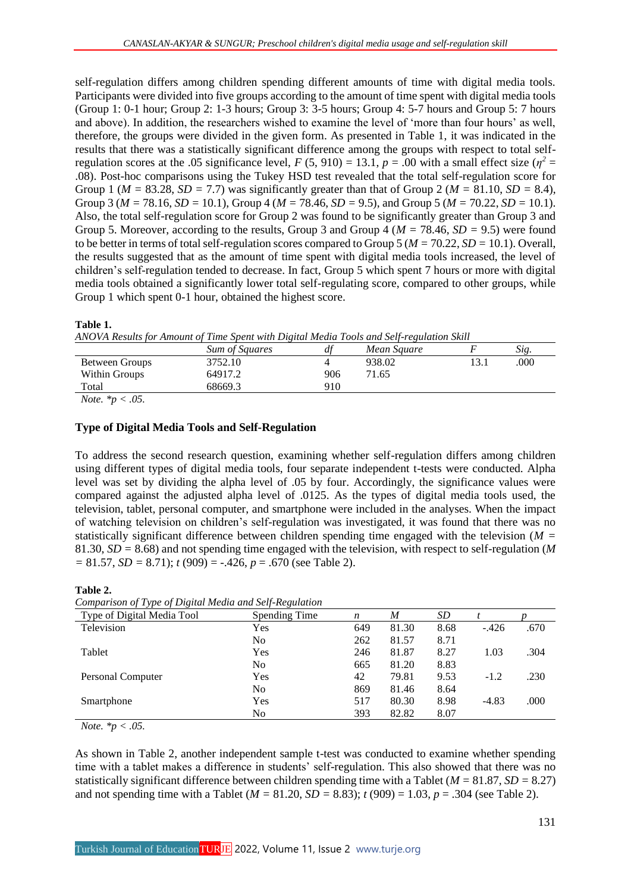self-regulation differs among children spending different amounts of time with digital media tools. Participants were divided into five groups according to the amount of time spent with digital media tools (Group 1: 0-1 hour; Group 2: 1-3 hours; Group 3: 3-5 hours; Group 4: 5-7 hours and Group 5: 7 hours and above). In addition, the researchers wished to examine the level of 'more than four hours' as well, therefore, the groups were divided in the given form. As presented in Table 1, it was indicated in the results that there was a statistically significant difference among the groups with respect to total self-regulation scores at the .05 significance level, $F$ (5, 910) = 13.1, $p$ = .00 with a small effect size ($\eta^2$ = .08). Post-hoc comparisons using the Tukey HSD test revealed that the total self-regulation score for Group 1 ($M$ = 83.28, $SD$ = 7.7) was significantly greater than that of Group 2 ($M$ = 81.10, $SD$ = 8.4), Group 3 ($M$ = 78.16, $SD$ = 10.1), Group 4 ($M$ = 78.46, $SD$ = 9.5), and Group 5 ($M$ = 70.22, $SD$ = 10.1). Also, the total self-regulation score for Group 2 was found to be significantly greater than Group 3 and Group 5. Moreover, according to the results, Group 3 and Group 4 ($M$ = 78.46, $SD$ = 9.5) were found to be better in terms of total self-regulation scores compared to Group 5 ($M$ = 70.22, $SD$ = 10.1). Overall, the results suggested that as the amount of time spent with digital media tools increased, the level of children's self-regulation tended to decrease. In fact, Group 5 which spent 7 hours or more with digital media tools obtained a significantly lower total self-regulating score, compared to other groups, while Group 1 which spent 0-1 hour, obtained the highest score.

**Table 1.**
*ANOVA Results for Amount of Time Spent with Digital Media Tools and Self-regulation Skill*

| | *Sum of Squares* | *df* | *Mean Square* | *F* | *Sig.* |
|---|---|---|---|---|---|
| Between Groups | 3752.10 | 4 | 938.02 | 13.1 | .000 |
| Within Groups | 64917.2 | 906 | 71.65 | | |
| Total | 68669.3 | 910 | | | |

*Note. *p < .05.*

### Type of Digital Media Tools and Self-Regulation

To address the second research question, examining whether self-regulation differs among children using different types of digital media tools, four separate independent t-tests were conducted. Alpha level was set by dividing the alpha level of .05 by four. Accordingly, the significance values were compared against the adjusted alpha level of .0125. As the types of digital media tools used, the television, tablet, personal computer, and smartphone were included in the analyses. When the impact of watching television on children's self-regulation was investigated, it was found that there was no statistically significant difference between children spending time engaged with the television ($M$ = 81.30, $SD$ = 8.68) and not spending time engaged with the television, with respect to self-regulation ($M$ = 81.57, $SD$ = 8.71); $t$ (909) = -.426, $p$ = .670 (see Table 2).

**Table 2.**
*Comparison of Type of Digital Media and Self-Regulation*

| Type of Digital Media Tool | Spending Time | *n* | *M* | *SD* | *t* | *p* |
|---|---|---|---|---|---|---|
| Television | Yes | 649 | 81.30 | 8.68 | -.426 | .670 |
| | No | 262 | 81.57 | 8.71 | | |
| Tablet | Yes | 246 | 81.87 | 8.27 | 1.03 | .304 |
| | No | 665 | 81.20 | 8.83 | | |
| Personal Computer | Yes | 42 | 79.81 | 9.53 | -1.2 | .230 |
| | No | 869 | 81.46 | 8.64 | | |
| Smartphone | Yes | 517 | 80.30 | 8.98 | -4.83 | .000 |
| | No | 393 | 82.82 | 8.07 | | |

*Note. *p < .05.*

As shown in Table 2, another independent sample t-test was conducted to examine whether spending time with a tablet makes a difference in students' self-regulation. This also showed that there was no statistically significant difference between children spending time with a Tablet ($M$ = 81.87, $SD$ = 8.27) and not spending time with a Tablet ($M$ = 81.20, $SD$ = 8.83); $t$ (909) = 1.03, $p$ = .304 (see Table 2).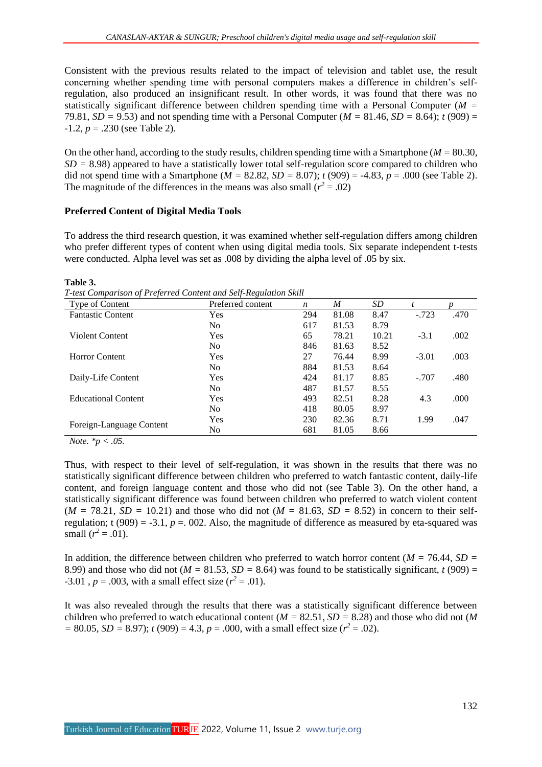Consistent with the previous results related to the impact of television and tablet use, the result concerning whether spending time with personal computers makes a difference in children's self-regulation, also produced an insignificant result. In other words, it was found that there was no statistically significant difference between children spending time with a Personal Computer (*M* = 79.81, *SD* = 9.53) and not spending time with a Personal Computer (*M* = 81.46, *SD* = 8.64); *t* (909) = -1.2, *p* = .230 (see Table 2).

On the other hand, according to the study results, children spending time with a Smartphone (*M* = 80.30, *SD* = 8.98) appeared to have a statistically lower total self-regulation score compared to children who did not spend time with a Smartphone (*M* = 82.82, *SD* = 8.07); *t* (909) = -4.83, *p* = .000 (see Table 2). The magnitude of the differences in the means was also small ($r^2$ = .02)

**Preferred Content of Digital Media Tools**

To address the third research question, it was examined whether self-regulation differs among children who prefer different types of content when using digital media tools. Six separate independent t-tests were conducted. Alpha level was set as .008 by dividing the alpha level of .05 by six.

**Table 3.**
*T-test Comparison of Preferred Content and Self-Regulation Skill*

| Type of Content | Preferred content | *n* | *M* | *SD* | *t* | *p* |
|---|---|---|---|---|---|---|
| Fantastic Content | Yes | 294 | 81.08 | 8.47 | -.723 | .470 |
| | No | 617 | 81.53 | 8.79 | | |
| Violent Content | Yes | 65 | 78.21 | 10.21 | -3.1 | .002 |
| | No | 846 | 81.63 | 8.52 | | |
| Horror Content | Yes | 27 | 76.44 | 8.99 | -3.01 | .003 |
| | No | 884 | 81.53 | 8.64 | | |
| Daily-Life Content | Yes | 424 | 81.17 | 8.85 | -.707 | .480 |
| | No | 487 | 81.57 | 8.55 | | |
| Educational Content | Yes | 493 | 82.51 | 8.28 | 4.3 | .000 |
| | No | 418 | 80.05 | 8.97 | | |
| Foreign-Language Content | Yes | 230 | 82.36 | 8.71 | 1.99 | .047 |
| | No | 681 | 81.05 | 8.66 | | |

*Note.* \**p < .05.*

Thus, with respect to their level of self-regulation, it was shown in the results that there was no statistically significant difference between children who preferred to watch fantastic content, daily-life content, and foreign language content and those who did not (see Table 3). On the other hand, a statistically significant difference was found between children who preferred to watch violent content (*M* = 78.21, *SD* = 10.21) and those who did not (*M* = 81.63, *SD* = 8.52) in concern to their self-regulation; t (909) = -3.1, *p* =. 002. Also, the magnitude of difference as measured by eta-squared was small ($r^2$ = .01).

In addition, the difference between children who preferred to watch horror content (*M* = 76.44, *SD* = 8.99) and those who did not (*M* = 81.53, *SD* = 8.64) was found to be statistically significant, *t* (909) = -3.01 , *p* = .003, with a small effect size ($r^2$ = .01).

It was also revealed through the results that there was a statistically significant difference between children who preferred to watch educational content (*M* = 82.51, *SD* = 8.28) and those who did not (*M* = 80.05, *SD* = 8.97); *t* (909) = 4.3, *p* = .000, with a small effect size ($r^2$ = .02).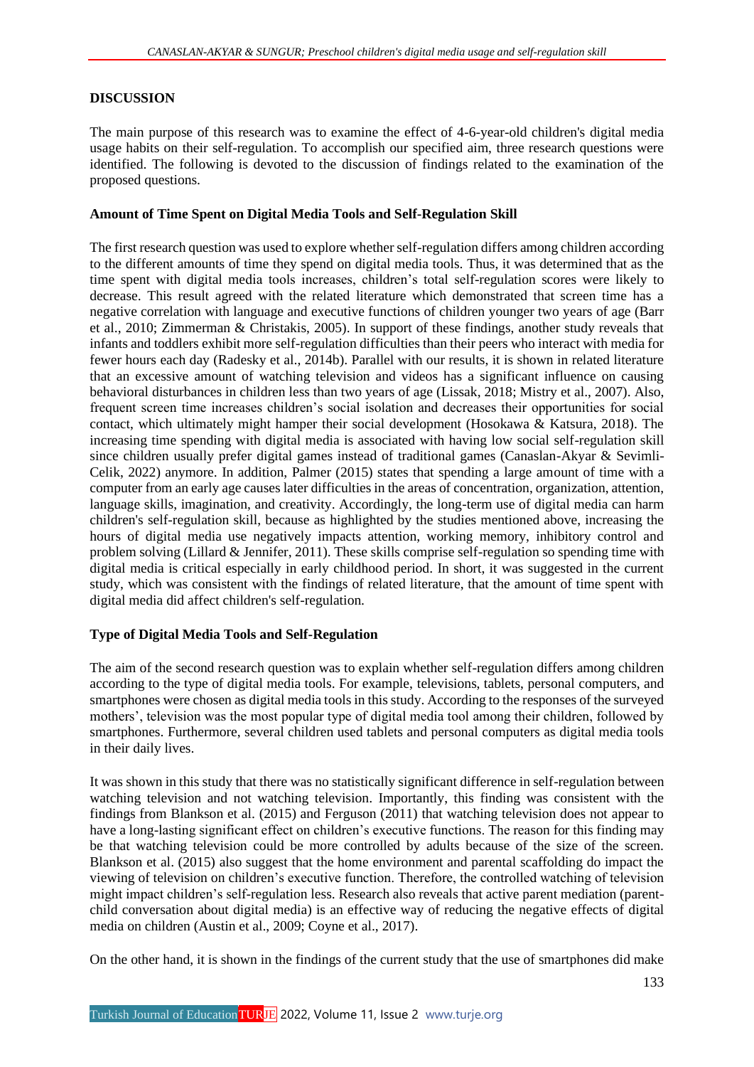## DISCUSSION

The main purpose of this research was to examine the effect of 4-6-year-old children's digital media usage habits on their self-regulation. To accomplish our specified aim, three research questions were identified. The following is devoted to the discussion of findings related to the examination of the proposed questions.

### Amount of Time Spent on Digital Media Tools and Self-Regulation Skill

The first research question was used to explore whether self-regulation differs among children according to the different amounts of time they spend on digital media tools. Thus, it was determined that as the time spent with digital media tools increases, children's total self-regulation scores were likely to decrease. This result agreed with the related literature which demonstrated that screen time has a negative correlation with language and executive functions of children younger two years of age (Barr et al., 2010; Zimmerman & Christakis, 2005). In support of these findings, another study reveals that infants and toddlers exhibit more self-regulation difficulties than their peers who interact with media for fewer hours each day (Radesky et al., 2014b). Parallel with our results, it is shown in related literature that an excessive amount of watching television and videos has a significant influence on causing behavioral disturbances in children less than two years of age (Lissak, 2018; Mistry et al., 2007). Also, frequent screen time increases children's social isolation and decreases their opportunities for social contact, which ultimately might hamper their social development (Hosokawa & Katsura, 2018). The increasing time spending with digital media is associated with having low social self-regulation skill since children usually prefer digital games instead of traditional games (Canaslan-Akyar & Sevimli-Celik, 2022) anymore. In addition, Palmer (2015) states that spending a large amount of time with a computer from an early age causes later difficulties in the areas of concentration, organization, attention, language skills, imagination, and creativity. Accordingly, the long-term use of digital media can harm children's self-regulation skill, because as highlighted by the studies mentioned above, increasing the hours of digital media use negatively impacts attention, working memory, inhibitory control and problem solving (Lillard & Jennifer, 2011). These skills comprise self-regulation so spending time with digital media is critical especially in early childhood period. In short, it was suggested in the current study, which was consistent with the findings of related literature, that the amount of time spent with digital media did affect children's self-regulation.

### Type of Digital Media Tools and Self-Regulation

The aim of the second research question was to explain whether self-regulation differs among children according to the type of digital media tools. For example, televisions, tablets, personal computers, and smartphones were chosen as digital media tools in this study. According to the responses of the surveyed mothers', television was the most popular type of digital media tool among their children, followed by smartphones. Furthermore, several children used tablets and personal computers as digital media tools in their daily lives.

It was shown in this study that there was no statistically significant difference in self-regulation between watching television and not watching television. Importantly, this finding was consistent with the findings from Blankson et al. (2015) and Ferguson (2011) that watching television does not appear to have a long-lasting significant effect on children's executive functions. The reason for this finding may be that watching television could be more controlled by adults because of the size of the screen. Blankson et al. (2015) also suggest that the home environment and parental scaffolding do impact the viewing of television on children's executive function. Therefore, the controlled watching of television might impact children's self-regulation less. Research also reveals that active parent mediation (parent-child conversation about digital media) is an effective way of reducing the negative effects of digital media on children (Austin et al., 2009; Coyne et al., 2017).

On the other hand, it is shown in the findings of the current study that the use of smartphones did make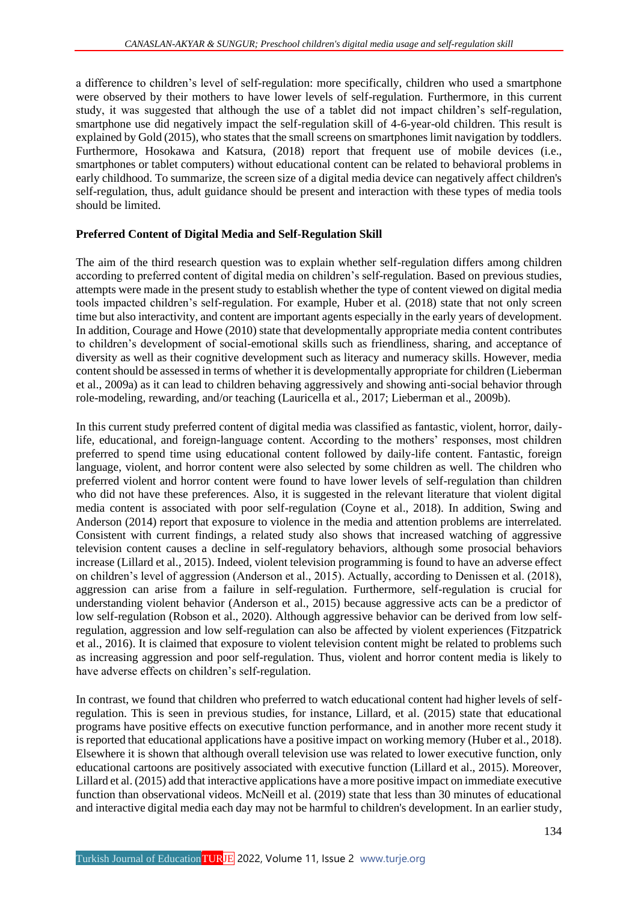a difference to children's level of self-regulation: more specifically, children who used a smartphone were observed by their mothers to have lower levels of self-regulation. Furthermore, in this current study, it was suggested that although the use of a tablet did not impact children's self-regulation, smartphone use did negatively impact the self-regulation skill of 4-6-year-old children. This result is explained by Gold (2015), who states that the small screens on smartphones limit navigation by toddlers. Furthermore, Hosokawa and Katsura, (2018) report that frequent use of mobile devices (i.e., smartphones or tablet computers) without educational content can be related to behavioral problems in early childhood. To summarize, the screen size of a digital media device can negatively affect children's self-regulation, thus, adult guidance should be present and interaction with these types of media tools should be limited.

**Preferred Content of Digital Media and Self-Regulation Skill**

The aim of the third research question was to explain whether self-regulation differs among children according to preferred content of digital media on children's self-regulation. Based on previous studies, attempts were made in the present study to establish whether the type of content viewed on digital media tools impacted children's self-regulation. For example, Huber et al. (2018) state that not only screen time but also interactivity, and content are important agents especially in the early years of development. In addition, Courage and Howe (2010) state that developmentally appropriate media content contributes to children's development of social-emotional skills such as friendliness, sharing, and acceptance of diversity as well as their cognitive development such as literacy and numeracy skills. However, media content should be assessed in terms of whether it is developmentally appropriate for children (Lieberman et al., 2009a) as it can lead to children behaving aggressively and showing anti-social behavior through role-modeling, rewarding, and/or teaching (Lauricella et al., 2017; Lieberman et al., 2009b).

In this current study preferred content of digital media was classified as fantastic, violent, horror, daily-life, educational, and foreign-language content. According to the mothers' responses, most children preferred to spend time using educational content followed by daily-life content. Fantastic, foreign language, violent, and horror content were also selected by some children as well. The children who preferred violent and horror content were found to have lower levels of self-regulation than children who did not have these preferences. Also, it is suggested in the relevant literature that violent digital media content is associated with poor self-regulation (Coyne et al., 2018). In addition, Swing and Anderson (2014) report that exposure to violence in the media and attention problems are interrelated. Consistent with current findings, a related study also shows that increased watching of aggressive television content causes a decline in self-regulatory behaviors, although some prosocial behaviors increase (Lillard et al., 2015). Indeed, violent television programming is found to have an adverse effect on children's level of aggression (Anderson et al., 2015). Actually, according to Denissen et al. (2018), aggression can arise from a failure in self-regulation. Furthermore, self-regulation is crucial for understanding violent behavior (Anderson et al., 2015) because aggressive acts can be a predictor of low self-regulation (Robson et al., 2020). Although aggressive behavior can be derived from low self-regulation, aggression and low self-regulation can also be affected by violent experiences (Fitzpatrick et al., 2016). It is claimed that exposure to violent television content might be related to problems such as increasing aggression and poor self-regulation. Thus, violent and horror content media is likely to have adverse effects on children's self-regulation.

In contrast, we found that children who preferred to watch educational content had higher levels of self-regulation. This is seen in previous studies, for instance, Lillard, et al. (2015) state that educational programs have positive effects on executive function performance, and in another more recent study it is reported that educational applications have a positive impact on working memory (Huber et al., 2018). Elsewhere it is shown that although overall television use was related to lower executive function, only educational cartoons are positively associated with executive function (Lillard et al., 2015). Moreover, Lillard et al. (2015) add that interactive applications have a more positive impact on immediate executive function than observational videos. McNeill et al. (2019) state that less than 30 minutes of educational and interactive digital media each day may not be harmful to children's development. In an earlier study,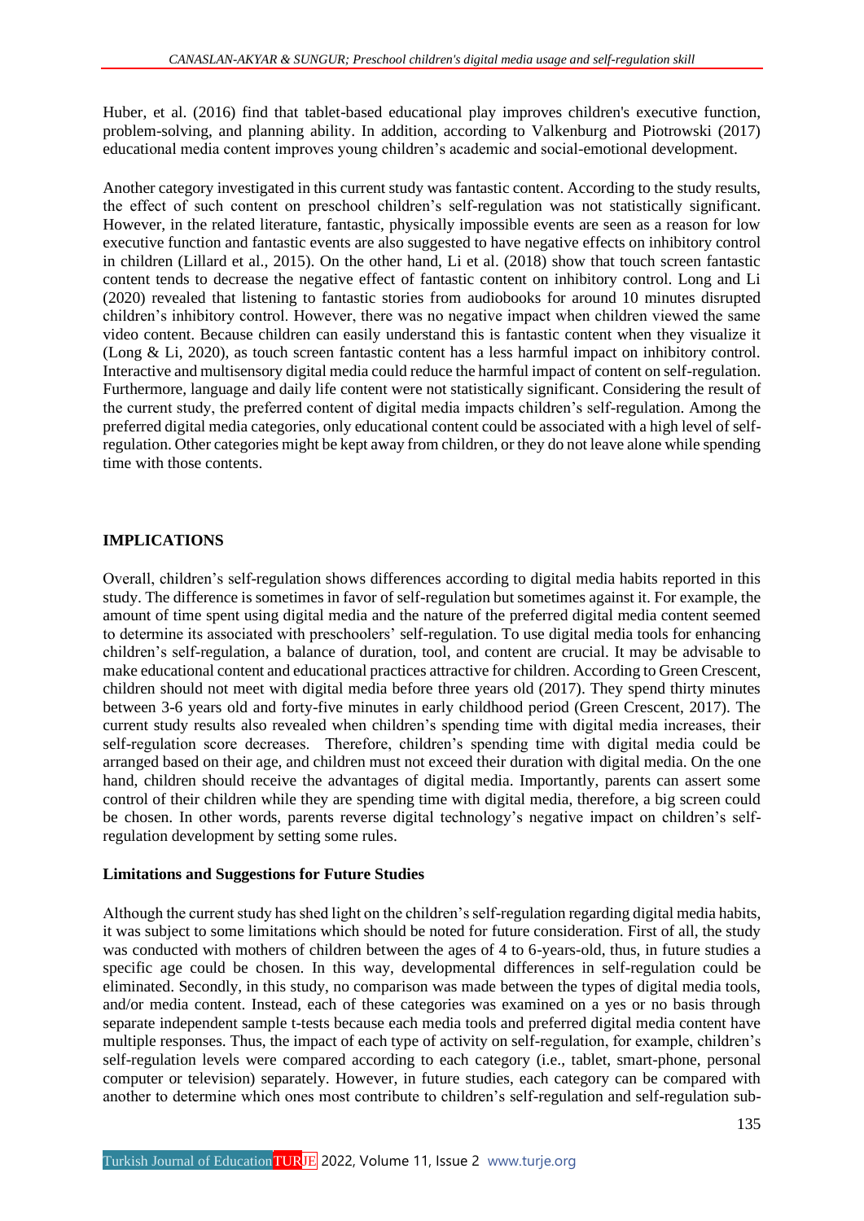Huber, et al. (2016) find that tablet-based educational play improves children's executive function, problem-solving, and planning ability. In addition, according to Valkenburg and Piotrowski (2017) educational media content improves young children's academic and social-emotional development.

Another category investigated in this current study was fantastic content. According to the study results, the effect of such content on preschool children's self-regulation was not statistically significant. However, in the related literature, fantastic, physically impossible events are seen as a reason for low executive function and fantastic events are also suggested to have negative effects on inhibitory control in children (Lillard et al., 2015). On the other hand, Li et al. (2018) show that touch screen fantastic content tends to decrease the negative effect of fantastic content on inhibitory control. Long and Li (2020) revealed that listening to fantastic stories from audiobooks for around 10 minutes disrupted children's inhibitory control. However, there was no negative impact when children viewed the same video content. Because children can easily understand this is fantastic content when they visualize it (Long & Li, 2020), as touch screen fantastic content has a less harmful impact on inhibitory control. Interactive and multisensory digital media could reduce the harmful impact of content on self-regulation. Furthermore, language and daily life content were not statistically significant. Considering the result of the current study, the preferred content of digital media impacts children's self-regulation. Among the preferred digital media categories, only educational content could be associated with a high level of self-regulation. Other categories might be kept away from children, or they do not leave alone while spending time with those contents.

## IMPLICATIONS

Overall, children's self-regulation shows differences according to digital media habits reported in this study. The difference is sometimes in favor of self-regulation but sometimes against it. For example, the amount of time spent using digital media and the nature of the preferred digital media content seemed to determine its associated with preschoolers' self-regulation. To use digital media tools for enhancing children's self-regulation, a balance of duration, tool, and content are crucial. It may be advisable to make educational content and educational practices attractive for children. According to Green Crescent, children should not meet with digital media before three years old (2017). They spend thirty minutes between 3-6 years old and forty-five minutes in early childhood period (Green Crescent, 2017). The current study results also revealed when children's spending time with digital media increases, their self-regulation score decreases. Therefore, children's spending time with digital media could be arranged based on their age, and children must not exceed their duration with digital media. On the one hand, children should receive the advantages of digital media. Importantly, parents can assert some control of their children while they are spending time with digital media, therefore, a big screen could be chosen. In other words, parents reverse digital technology's negative impact on children's self-regulation development by setting some rules.

### Limitations and Suggestions for Future Studies

Although the current study has shed light on the children's self-regulation regarding digital media habits, it was subject to some limitations which should be noted for future consideration. First of all, the study was conducted with mothers of children between the ages of 4 to 6-years-old, thus, in future studies a specific age could be chosen. In this way, developmental differences in self-regulation could be eliminated. Secondly, in this study, no comparison was made between the types of digital media tools, and/or media content. Instead, each of these categories was examined on a yes or no basis through separate independent sample t-tests because each media tools and preferred digital media content have multiple responses. Thus, the impact of each type of activity on self-regulation, for example, children's self-regulation levels were compared according to each category (i.e., tablet, smart-phone, personal computer or television) separately. However, in future studies, each category can be compared with another to determine which ones most contribute to children's self-regulation and self-regulation sub-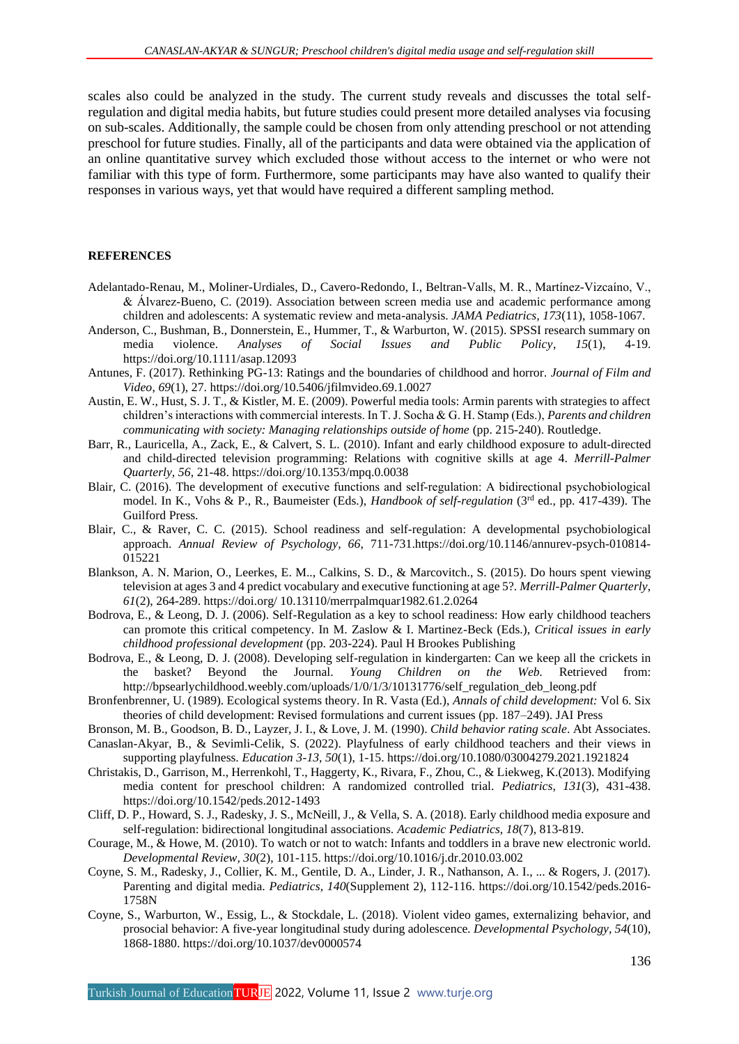scales also could be analyzed in the study. The current study reveals and discusses the total self-regulation and digital media habits, but future studies could present more detailed analyses via focusing on sub-scales. Additionally, the sample could be chosen from only attending preschool or not attending preschool for future studies. Finally, all of the participants and data were obtained via the application of an online quantitative survey which excluded those without access to the internet or who were not familiar with this type of form. Furthermore, some participants may have also wanted to qualify their responses in various ways, yet that would have required a different sampling method.

**REFERENCES**

Adelantado-Renau, M., Moliner-Urdiales, D., Cavero-Redondo, I., Beltran-Valls, M. R., Martínez-Vizcaíno, V., & Álvarez-Bueno, C. (2019). Association between screen media use and academic performance among children and adolescents: A systematic review and meta-analysis. *JAMA Pediatrics, 173*(11), 1058-1067.

Anderson, C., Bushman, B., Donnerstein, E., Hummer, T., & Warburton, W. (2015). SPSSI research summary on media violence. *Analyses of Social Issues and Public Policy, 15*(1), 4-19. https://doi.org/10.1111/asap.12093

Antunes, F. (2017). Rethinking PG-13: Ratings and the boundaries of childhood and horror. *Journal of Film and Video, 69*(1), 27. https://doi.org/10.5406/jfilmvideo.69.1.0027

Austin, E. W., Hust, S. J. T., & Kistler, M. E. (2009). Powerful media tools: Armin parents with strategies to affect children's interactions with commercial interests. In T. J. Socha & G. H. Stamp (Eds.), *Parents and children communicating with society: Managing relationships outside of home* (pp. 215-240). Routledge.

Barr, R., Lauricella, A., Zack, E., & Calvert, S. L. (2010). Infant and early childhood exposure to adult-directed and child-directed television programming: Relations with cognitive skills at age 4. *Merrill-Palmer Quarterly, 56,* 21-48. https://doi.org/10.1353/mpq.0.0038

Blair, C. (2016). The development of executive functions and self-regulation: A bidirectional psychobiological model. In K., Vohs & P., R., Baumeister (Eds.), *Handbook of self-regulation* (3rd ed., pp. 417-439). The Guilford Press.

Blair, C., & Raver, C. C. (2015). School readiness and self-regulation: A developmental psychobiological approach. *Annual Review of Psychology, 66,* 711-731.https://doi.org/10.1146/annurev-psych-010814-015221

Blankson, A. N. Marion, O., Leerkes, E. M.., Calkins, S. D., & Marcovitch., S. (2015). Do hours spent viewing television at ages 3 and 4 predict vocabulary and executive functioning at age 5?. *Merrill-Palmer Quarterly, 61*(2), 264-289. https://doi.org/ 10.13110/merrpalmquar1982.61.2.0264

Bodrova, E., & Leong, D. J. (2006). Self-Regulation as a key to school readiness: How early childhood teachers can promote this critical competency. In M. Zaslow & I. Martinez-Beck (Eds.), *Critical issues in early childhood professional development* (pp. 203-224). Paul H Brookes Publishing

Bodrova, E., & Leong, D. J. (2008). Developing self-regulation in kindergarten: Can we keep all the crickets in the basket? Beyond the Journal. *Young Children on the Web.* Retrieved from: http://bpsearlychildhood.weebly.com/uploads/1/0/1/3/10131776/self_regulation_deb_leong.pdf

Bronfenbrenner, U. (1989). Ecological systems theory. In R. Vasta (Ed.), *Annals of child development:* Vol 6. Six theories of child development: Revised formulations and current issues (pp. 187–249). JAI Press

Bronson, M. B., Goodson, B. D., Layzer, J. I., & Love, J. M. (1990). *Child behavior rating scale*. Abt Associates.

Canaslan-Akyar, B., & Sevimli-Celik, S. (2022). Playfulness of early childhood teachers and their views in supporting playfulness. *Education 3-13, 50*(1), 1-15. https://doi.org/10.1080/03004279.2021.1921824

Christakis, D., Garrison, M., Herrenkohl, T., Haggerty, K., Rivara, F., Zhou, C., & Liekweg, K.(2013). Modifying media content for preschool children: A randomized controlled trial. *Pediatrics, 131*(3), 431-438. https://doi.org/10.1542/peds.2012-1493

Cliff, D. P., Howard, S. J., Radesky, J. S., McNeill, J., & Vella, S. A. (2018). Early childhood media exposure and self-regulation: bidirectional longitudinal associations. *Academic Pediatrics, 18*(7), 813-819.

Courage, M., & Howe, M. (2010). To watch or not to watch: Infants and toddlers in a brave new electronic world. *Developmental Review, 30*(2), 101-115. https://doi.org/10.1016/j.dr.2010.03.002

Coyne, S. M., Radesky, J., Collier, K. M., Gentile, D. A., Linder, J. R., Nathanson, A. I., ... & Rogers, J. (2017). Parenting and digital media. *Pediatrics, 140*(Supplement 2), 112-116. https://doi.org/10.1542/peds.2016-1758N

Coyne, S., Warburton, W., Essig, L., & Stockdale, L. (2018). Violent video games, externalizing behavior, and prosocial behavior: A five-year longitudinal study during adolescence. *Developmental Psychology, 54*(10), 1868-1880. https://doi.org/10.1037/dev0000574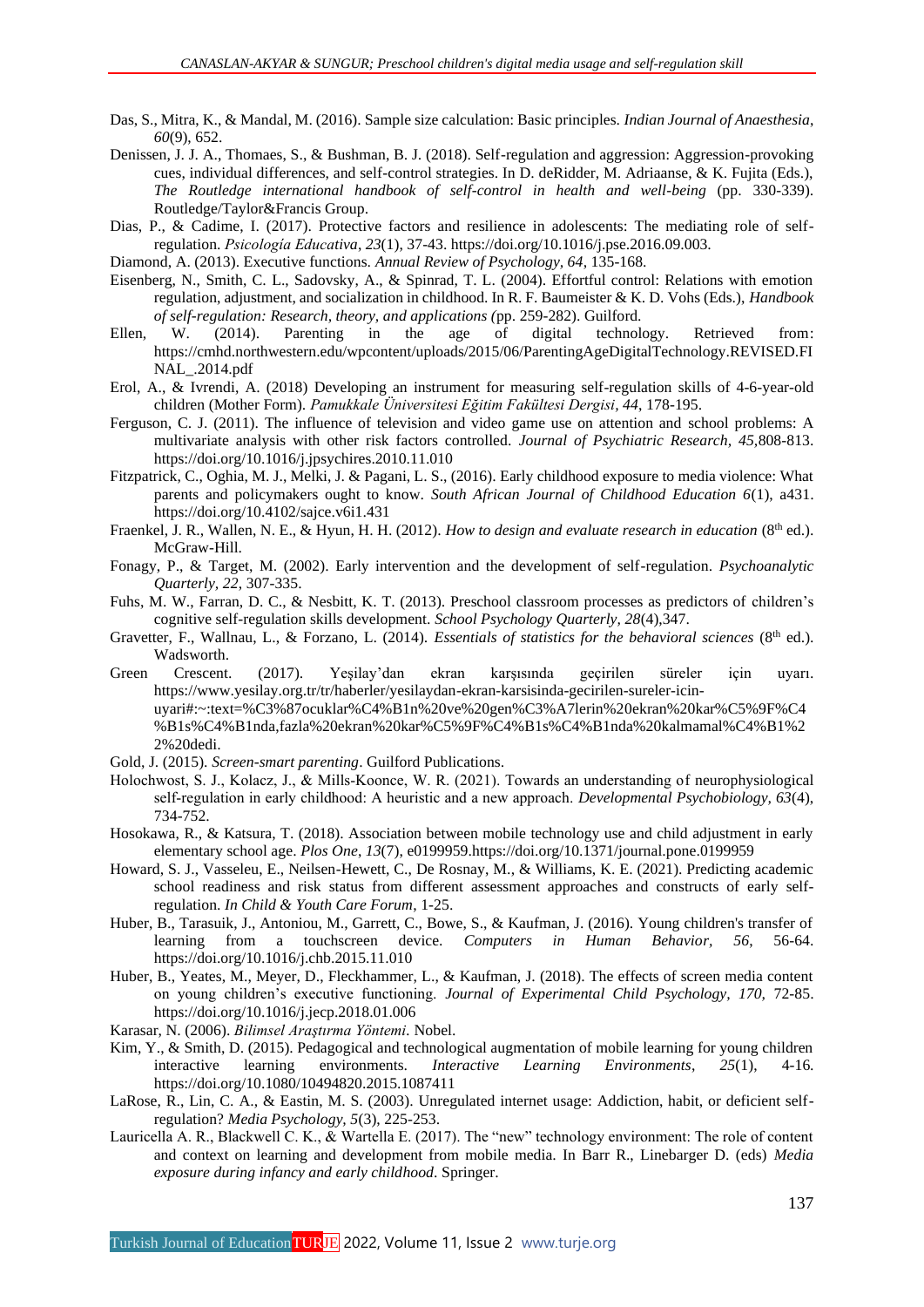Das, S., Mitra, K., & Mandal, M. (2016). Sample size calculation: Basic principles. *Indian Journal of Anaesthesia*, *60*(9), 652.

Denissen, J. J. A., Thomaes, S., & Bushman, B. J. (2018). Self-regulation and aggression: Aggression-provoking cues, individual differences, and self-control strategies. In D. deRidder, M. Adriaanse, & K. Fujita (Eds.), *The Routledge international handbook of self-control in health and well-being* (pp. 330-339). Routledge/Taylor&Francis Group.

Dias, P., & Cadime, I. (2017). Protective factors and resilience in adolescents: The mediating role of self-regulation. *Psicología Educativa*, *23*(1), 37-43. https://doi.org/10.1016/j.pse.2016.09.003.

Diamond, A. (2013). Executive functions. *Annual Review of Psychology, 64*, 135-168.

Eisenberg, N., Smith, C. L., Sadovsky, A., & Spinrad, T. L. (2004). Effortful control: Relations with emotion regulation, adjustment, and socialization in childhood. In R. F. Baumeister & K. D. Vohs (Eds.), *Handbook of self-regulation: Research, theory, and applications (*pp. 259-282). Guilford.

Ellen, W. (2014). Parenting in the age of digital technology. Retrieved from: https://cmhd.northwestern.edu/wpcontent/uploads/2015/06/ParentingAgeDigitalTechnology.REVISED.FINAL_.2014.pdf

Erol, A., & Ivrendi, A. (2018) Developing an instrument for measuring self-regulation skills of 4-6-year-old children (Mother Form). *Pamukkale Üniversitesi Eğitim Fakültesi Dergisi*, *44*, 178-195.

Ferguson, C. J. (2011). The influence of television and video game use on attention and school problems: A multivariate analysis with other risk factors controlled. *Journal of Psychiatric Research, 45,*808-813. https://doi.org/10.1016/j.jpsychires.2010.11.010

Fitzpatrick, C., Oghia, M. J., Melki, J. & Pagani, L. S., (2016). Early childhood exposure to media violence: What parents and policymakers ought to know. *South African Journal of Childhood Education 6*(1), a431. https://doi.org/10.4102/sajce.v6i1.431

Fraenkel, J. R., Wallen, N. E., & Hyun, H. H. (2012). *How to design and evaluate research in education* (8th ed.). McGraw-Hill.

Fonagy, P., & Target, M. (2002). Early intervention and the development of self-regulation. *Psychoanalytic Quarterly, 22,* 307-335.

Fuhs, M. W., Farran, D. C., & Nesbitt, K. T. (2013). Preschool classroom processes as predictors of children's cognitive self-regulation skills development. *School Psychology Quarterly, 28*(4),347.

Gravetter, F., Wallnau, L., & Forzano, L. (2014). *Essentials of statistics for the behavioral sciences* (8th ed.). Wadsworth.

Green Crescent. (2017). Yeşilay'dan ekran karşısında geçirilen süreler için uyarı. https://www.yesilay.org.tr/tr/haberler/yesilaydan-ekran-karsisinda-gecirilen-sureler-icin-uyari#:~:text=%C3%87ocuklar%C4%B1n%20ve%20gen%C3%A7lerin%20ekran%20kar%C5%9F%C4%B1s%C4%B1nda,fazla%20ekran%20kar%C5%9F%C4%B1s%C4%B1nda%20kalmamal%C4%B1%22%20dedi.

Gold, J. (2015). *Screen-smart parenting*. Guilford Publications.

Holochwost, S. J., Kolacz, J., & Mills-Koonce, W. R. (2021). Towards an understanding of neurophysiological self-regulation in early childhood: A heuristic and a new approach. *Developmental Psychobiology, 63*(4), 734-752.

Hosokawa, R., & Katsura, T. (2018). Association between mobile technology use and child adjustment in early elementary school age. *Plos One*, *13*(7), e0199959.https://doi.org/10.1371/journal.pone.0199959

Howard, S. J., Vasseleu, E., Neilsen-Hewett, C., De Rosnay, M., & Williams, K. E. (2021). Predicting academic school readiness and risk status from different assessment approaches and constructs of early self-regulation. *In Child & Youth Care Forum*, 1-25.

Huber, B., Tarasuik, J., Antoniou, M., Garrett, C., Bowe, S., & Kaufman, J. (2016). Young children's transfer of learning from a touchscreen device. *Computers in Human Behavior, 56*, 56-64. https://doi.org/10.1016/j.chb.2015.11.010

Huber, B., Yeates, M., Meyer, D., Fleckhammer, L., & Kaufman, J. (2018). The effects of screen media content on young children's executive functioning. *Journal of Experimental Child Psychology, 170,* 72-85. https://doi.org/10.1016/j.jecp.2018.01.006

Karasar, N. (2006). *Bilimsel Araştırma Yöntemi.* Nobel.

Kim, Y., & Smith, D. (2015). Pedagogical and technological augmentation of mobile learning for young children interactive learning environments. *Interactive Learning Environments*, *25*(1), 4-16. https://doi.org/10.1080/10494820.2015.1087411

LaRose, R., Lin, C. A., & Eastin, M. S. (2003). Unregulated internet usage: Addiction, habit, or deficient self-regulation? *Media Psychology, 5*(3), 225-253.

Lauricella A. R., Blackwell C. K., & Wartella E. (2017). The "new" technology environment: The role of content and context on learning and development from mobile media. In Barr R., Linebarger D. (eds) *Media exposure during infancy and early childhood*. Springer.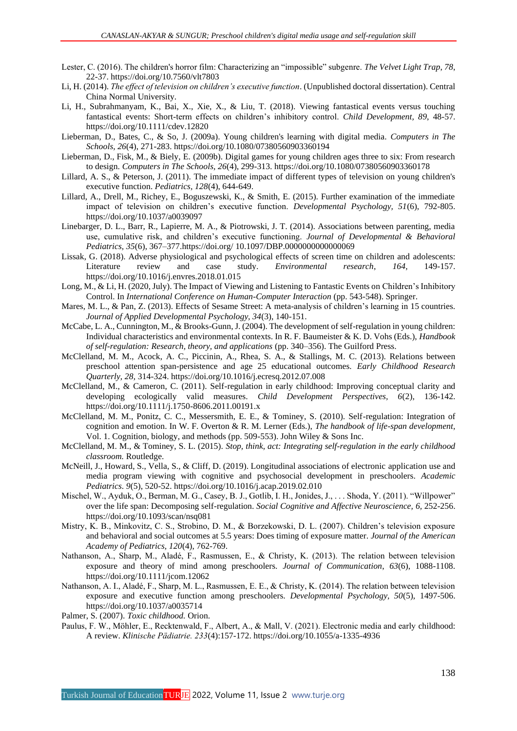Lester, C. (2016). The children's horror film: Characterizing an "impossible" subgenre. *The Velvet Light Trap*, *78*, 22-37. https://doi.org/10.7560/vlt7803

Li, H. (2014). *The effect of television on children's executive function*. (Unpublished doctoral dissertation). Central China Normal University.

Li, H., Subrahmanyam, K., Bai, X., Xie, X., & Liu, T. (2018). Viewing fantastical events versus touching fantastical events: Short-term effects on children's inhibitory control. *Child Development, 89*, 48-57. https://doi.org/10.1111/cdev.12820

Lieberman, D., Bates, C., & So, J. (2009a). Young children's learning with digital media. *Computers in The Schools*, *26*(4), 271-283. https://doi.org/10.1080/07380560903360194

Lieberman, D., Fisk, M., & Biely, E. (2009b). Digital games for young children ages three to six: From research to design. *Computers in The Schools*, *26*(4), 299-313. https://doi.org/10.1080/07380560903360178

Lillard, A. S., & Peterson, J. (2011). The immediate impact of different types of television on young children's executive function. *Pediatrics*, *128*(4), 644-649.

Lillard, A., Drell, M., Richey, E., Boguszewski, K., & Smith, E. (2015). Further examination of the immediate impact of television on children's executive function. *Developmental Psychology, 51*(6), 792-805. https://doi.org/10.1037/a0039097

Linebarger, D. L., Barr, R., Lapierre, M. A., & Piotrowski, J. T. (2014). Associations between parenting, media use, cumulative risk, and children's executive functioning. *Journal of Developmental & Behavioral Pediatrics, 35*(6), 367–377.https://doi.org/ 10.1097/DBP.0000000000000069

Lissak, G. (2018). Adverse physiological and psychological effects of screen time on children and adolescents: Literature review and case study. *Environmental research*, *164*, 149-157. https://doi.org/10.1016/j.envres.2018.01.015

Long, M., & Li, H. (2020, July). The Impact of Viewing and Listening to Fantastic Events on Children's Inhibitory Control. In *International Conference on Human-Computer Interaction* (pp. 543-548). Springer.

Mares, M. L., & Pan, Z. (2013). Effects of Sesame Street: A meta-analysis of children's learning in 15 countries. *Journal of Applied Developmental Psychology, 34*(3), 140-151.

McCabe, L. A., Cunnington, M., & Brooks-Gunn, J. (2004). The development of self-regulation in young children: Individual characteristics and environmental contexts. In R. F. Baumeister & K. D. Vohs (Eds.), *Handbook of self-regulation: Research, theory, and applications* (pp. 340–356). The Guilford Press.

McClelland, M. M., Acock, A. C., Piccinin, A., Rhea, S. A., & Stallings, M. C. (2013). Relations between preschool attention span-persistence and age 25 educational outcomes. *Early Childhood Research Quarterly, 28,* 314-324. https://doi.org/10.1016/j.ecresq.2012.07.008

McClelland, M., & Cameron, C. (2011). Self-regulation in early childhood: Improving conceptual clarity and developing ecologically valid measures. *Child Development Perspectives*, *6*(2), 136-142. https://doi.org/10.1111/j.1750-8606.2011.00191.x

McClelland, M. M., Ponitz, C. C., Messersmith, E. E., & Tominey, S. (2010). Self-regulation: Integration of cognition and emotion. In W. F. Overton & R. M. Lerner (Eds.), *The handbook of life-span development,* Vol. 1. Cognition, biology, and methods (pp. 509-553). John Wiley & Sons Inc.

McClelland, M. M., & Tominey, S. L. (2015). *Stop, think, act: Integrating self-regulation in the early childhood classroom.* Routledge.

McNeill, J., Howard, S., Vella, S., & Cliff, D. (2019). Longitudinal associations of electronic application use and media program viewing with cognitive and psychosocial development in preschoolers. *Academic Pediatrics*. *9*(5), 520-52. https://doi.org/10.1016/j.acap.2019.02.010

Mischel, W., Ayduk, O., Berman, M. G., Casey, B. J., Gotlib, I. H., Jonides, J., . . . Shoda, Y. (2011). "Willpower" over the life span: Decomposing self-regulation. *Social Cognitive and Affective Neuroscience, 6*, 252-256. https://doi.org/10.1093/scan/nsq081

Mistry, K. B., Minkovitz, C. S., Strobino, D. M., & Borzekowski, D. L. (2007). Children's television exposure and behavioral and social outcomes at 5.5 years: Does timing of exposure matter. *Journal of the American Academy of Pediatrics, 120*(4), 762-769.

Nathanson, A., Sharp, M., Aladé, F., Rasmussen, E., & Christy, K. (2013). The relation between television exposure and theory of mind among preschoolers. *Journal of Communication*, *63*(6), 1088-1108. https://doi.org/10.1111/jcom.12062

Nathanson, A. I., Aladé, F., Sharp, M. L., Rasmussen, E. E., & Christy, K. (2014). The relation between television exposure and executive function among preschoolers. *Developmental Psychology*, *50*(5), 1497-506. https://doi.org/10.1037/a0035714

Palmer, S. (2007). *Toxic childhood.* Orion.

Paulus, F. W., Möhler, E., Recktenwald, F., Albert, A., & Mall, V. (2021). Electronic media and early childhood: A review. *Klinische Pädiatrie. 233*(4):157-172. https://doi.org/10.1055/a-1335-4936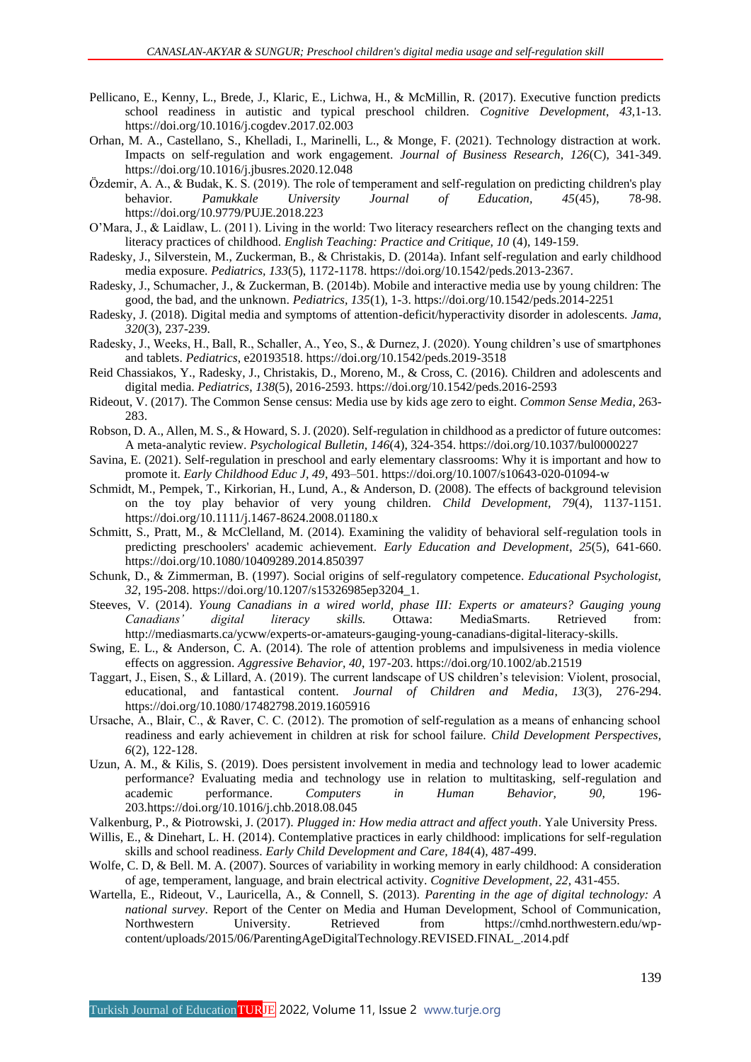Pellicano, E., Kenny, L., Brede, J., Klaric, E., Lichwa, H., & McMillin, R. (2017). Executive function predicts school readiness in autistic and typical preschool children. *Cognitive Development*, *43*,1-13. https://doi.org/10.1016/j.cogdev.2017.02.003

Orhan, M. A., Castellano, S., Khelladi, I., Marinelli, L., & Monge, F. (2021). Technology distraction at work. Impacts on self-regulation and work engagement. *Journal of Business Research, 126*(C), 341-349. https://doi.org/10.1016/j.jbusres.2020.12.048

Özdemir, A. A., & Budak, K. S. (2019). The role of temperament and self-regulation on predicting children's play behavior. *Pamukkale University Journal of Education, 45*(45), 78-98. https://doi.org/10.9779/PUJE.2018.223

O'Mara, J., & Laidlaw, L. (2011). Living in the world: Two literacy researchers reflect on the changing texts and literacy practices of childhood. *English Teaching: Practice and Critique, 10* (4), 149-159.

Radesky, J., Silverstein, M., Zuckerman, B., & Christakis, D. (2014a). Infant self-regulation and early childhood media exposure. *Pediatrics, 133*(5), 1172-1178. https://doi.org/10.1542/peds.2013-2367.

Radesky, J., Schumacher, J., & Zuckerman, B. (2014b). Mobile and interactive media use by young children: The good, the bad, and the unknown. *Pediatrics*, *135*(1), 1-3. https://doi.org/10.1542/peds.2014-2251

Radesky, J. (2018). Digital media and symptoms of attention-deficit/hyperactivity disorder in adolescents. *Jama, 320*(3), 237-239.

Radesky, J., Weeks, H., Ball, R., Schaller, A., Yeo, S., & Durnez, J. (2020). Young children's use of smartphones and tablets. *Pediatrics*, e20193518. https://doi.org/10.1542/peds.2019-3518

Reid Chassiakos, Y., Radesky, J., Christakis, D., Moreno, M., & Cross, C. (2016). Children and adolescents and digital media. *Pediatrics*, *138*(5), 2016-2593. https://doi.org/10.1542/peds.2016-2593

Rideout, V. (2017). The Common Sense census: Media use by kids age zero to eight. *Common Sense Media,* 263-283.

Robson, D. A., Allen, M. S., & Howard, S. J. (2020). Self-regulation in childhood as a predictor of future outcomes: A meta-analytic review. *Psychological Bulletin, 146*(4), 324-354. https://doi.org/10.1037/bul0000227

Savina, E. (2021). Self-regulation in preschool and early elementary classrooms: Why it is important and how to promote it. *Early Childhood Educ J*, *49*, 493–501. https://doi.org/10.1007/s10643-020-01094-w

Schmidt, M., Pempek, T., Kirkorian, H., Lund, A., & Anderson, D. (2008). The effects of background television on the toy play behavior of very young children. *Child Development, 79*(4), 1137-1151. https://doi.org/10.1111/j.1467-8624.2008.01180.x

Schmitt, S., Pratt, M., & McClelland, M. (2014). Examining the validity of behavioral self-regulation tools in predicting preschoolers' academic achievement. *Early Education and Development*, *25*(5), 641-660. https://doi.org/10.1080/10409289.2014.850397

Schunk, D., & Zimmerman, B. (1997). Social origins of self-regulatory competence. *Educational Psychologist, 32*, 195-208. https://doi.org/10.1207/s15326985ep3204_1.

Steeves, V. (2014). *Young Canadians in a wired world, phase III: Experts or amateurs? Gauging young Canadians' digital literacy skills.* Ottawa: MediaSmarts. Retrieved from: http://mediasmarts.ca/ycww/experts-or-amateurs-gauging-young-canadians-digital-literacy-skills.

Swing, E. L., & Anderson, C. A. (2014). The role of attention problems and impulsiveness in media violence effects on aggression. *Aggressive Behavior, 40*, 197-203. https://doi.org/10.1002/ab.21519

Taggart, J., Eisen, S., & Lillard, A. (2019). The current landscape of US children's television: Violent, prosocial, educational, and fantastical content. *Journal of Children and Media*, *13*(3), 276-294. https://doi.org/10.1080/17482798.2019.1605916

Ursache, A., Blair, C., & Raver, C. C. (2012). The promotion of self-regulation as a means of enhancing school readiness and early achievement in children at risk for school failure. *Child Development Perspectives, 6*(2), 122-128.

Uzun, A. M., & Kilis, S. (2019). Does persistent involvement in media and technology lead to lower academic performance? Evaluating media and technology use in relation to multitasking, self-regulation and academic performance. *Computers in Human Behavior, 90,* 196-203.https://doi.org/10.1016/j.chb.2018.08.045

Valkenburg, P., & Piotrowski, J. (2017). *Plugged in: How media attract and affect youth*. Yale University Press.

Willis, E., & Dinehart, L. H. (2014). Contemplative practices in early childhood: implications for self-regulation skills and school readiness. *Early Child Development and Care, 184*(4), 487-499.

Wolfe, C. D, & Bell. M. A. (2007). Sources of variability in working memory in early childhood: A consideration of age, temperament, language, and brain electrical activity. *Cognitive Development, 22*, 431-455.

Wartella, E., Rideout, V., Lauricella, A., & Connell, S. (2013). *Parenting in the age of digital technology: A national survey*. Report of the Center on Media and Human Development, School of Communication, Northwestern University. Retrieved from https://cmhd.northwestern.edu/wp-content/uploads/2015/06/ParentingAgeDigitalTechnology.REVISED.FINAL_.2014.pdf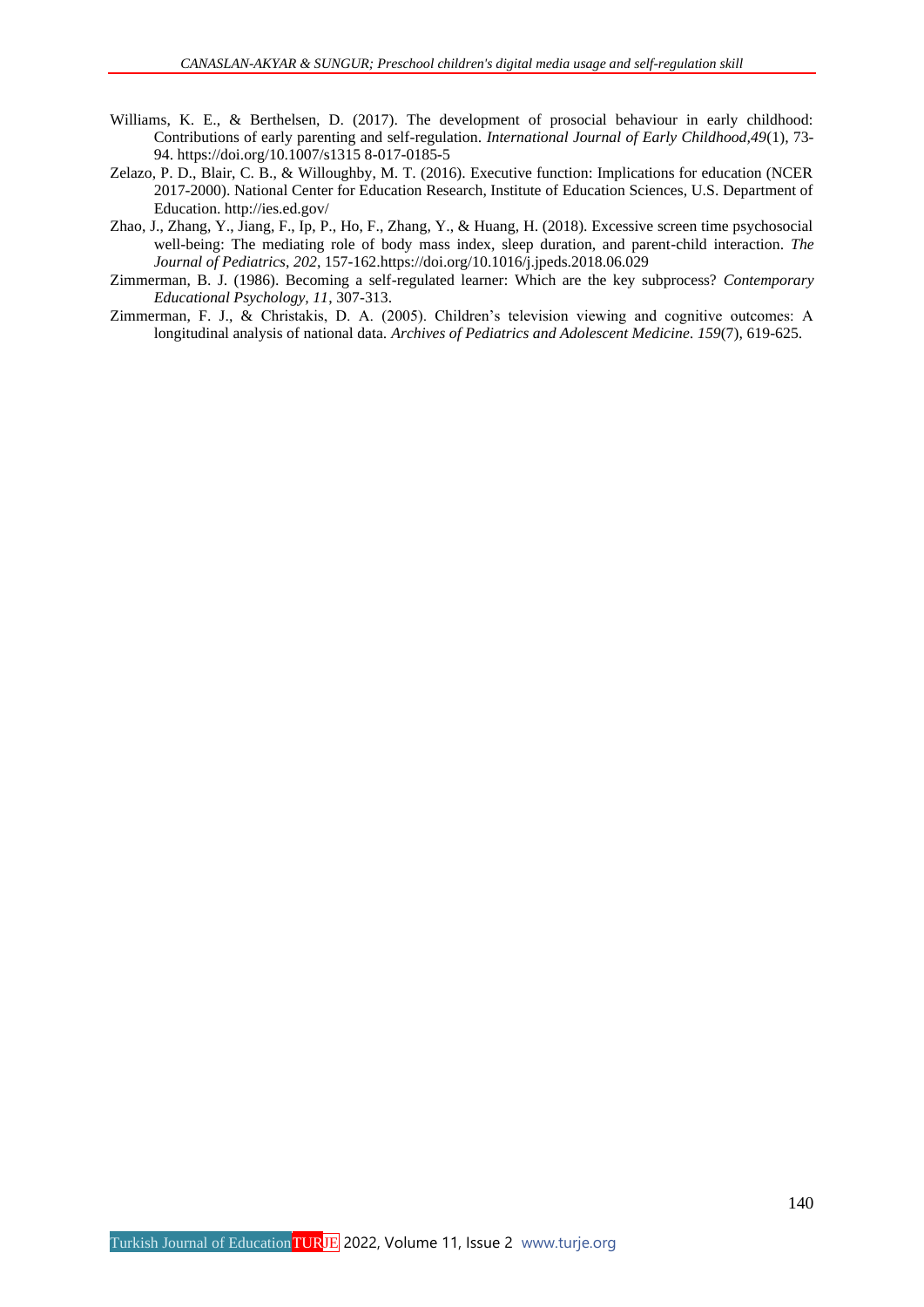Williams, K. E., & Berthelsen, D. (2017). The development of prosocial behaviour in early childhood: Contributions of early parenting and self-regulation. *International Journal of Early Childhood,49*(1), 73-94. https://doi.org/10.1007/s1315 8-017-0185-5

Zelazo, P. D., Blair, C. B., & Willoughby, M. T. (2016). Executive function: Implications for education (NCER 2017-2000). National Center for Education Research, Institute of Education Sciences, U.S. Department of Education. http://ies.ed.gov/

Zhao, J., Zhang, Y., Jiang, F., Ip, P., Ho, F., Zhang, Y., & Huang, H. (2018). Excessive screen time psychosocial well-being: The mediating role of body mass index, sleep duration, and parent-child interaction. *The Journal of Pediatrics*, *202*, 157-162.https://doi.org/10.1016/j.jpeds.2018.06.029

Zimmerman, B. J. (1986). Becoming a self-regulated learner: Which are the key subprocess? *Contemporary Educational Psychology, 11*, 307-313.

Zimmerman, F. J., & Christakis, D. A. (2005). Children's television viewing and cognitive outcomes: A longitudinal analysis of national data. *Archives of Pediatrics and Adolescent Medicine*. *159*(7), 619-625.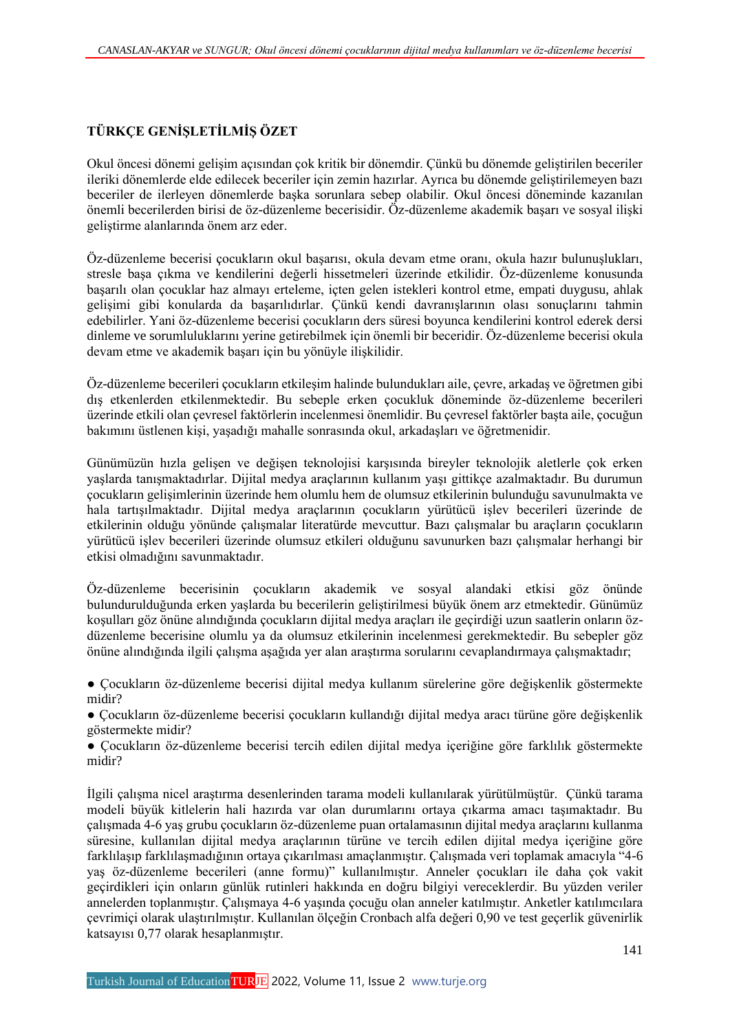## TÜRKÇE GENİŞLETİLMİŞ ÖZET

Okul öncesi dönemi gelişim açısından çok kritik bir dönemdir. Çünkü bu dönemde geliştirilen beceriler ileriki dönemlerde elde edilecek beceriler için zemin hazırlar. Ayrıca bu dönemde geliştirilemeyen bazı beceriler de ilerleyen dönemlerde başka sorunlara sebep olabilir. Okul öncesi döneminde kazanılan önemli becerilerden birisi de öz-düzenleme becerisidir. Öz-düzenleme akademik başarı ve sosyal ilişki geliştirme alanlarında önem arz eder.

Öz-düzenleme becerisi çocukların okul başarısı, okula devam etme oranı, okula hazır bulunuşlukları, stresle başa çıkma ve kendilerini değerli hissetmeleri üzerinde etkilidir. Öz-düzenleme konusunda başarılı olan çocuklar haz almayı erteleme, içten gelen istekleri kontrol etme, empati duygusu, ahlak gelişimi gibi konularda da başarılıdırlar. Çünkü kendi davranışlarının olası sonuçlarını tahmin edebilirler. Yani öz-düzenleme becerisi çocukların ders süresi boyunca kendilerini kontrol ederek dersi dinleme ve sorumluluklarını yerine getirebilmek için önemli bir beceridir. Öz-düzenleme becerisi okula devam etme ve akademik başarı için bu yönüyle ilişkilidir.

Öz-düzenleme becerileri çocukların etkileşim halinde bulundukları aile, çevre, arkadaş ve öğretmen gibi dış etkenlerden etkilenmektedir. Bu sebeple erken çocukluk döneminde öz-düzenleme becerileri üzerinde etkili olan çevresel faktörlerin incelenmesi önemlidir. Bu çevresel faktörler başta aile, çocuğun bakımını üstlenen kişi, yaşadığı mahalle sonrasında okul, arkadaşları ve öğretmenidir.

Günümüzün hızla gelişen ve değişen teknolojisi karşısında bireyler teknolojik aletlerle çok erken yaşlarda tanışmaktadırlar. Dijital medya araçlarının kullanım yaşı gittikçe azalmaktadır. Bu durumun çocukların gelişimlerinin üzerinde hem olumlu hem de olumsuz etkilerinin bulunduğu savunulmakta ve hala tartışılmaktadır. Dijital medya araçlarının çocukların yürütücü işlev becerileri üzerinde de etkilerinin olduğu yönünde çalışmalar literatürde mevcuttur. Bazı çalışmalar bu araçların çocukların yürütücü işlev becerileri üzerinde olumsuz etkileri olduğunu savunurken bazı çalışmalar herhangi bir etkisi olmadığını savunmaktadır.

Öz-düzenleme becerisinin çocukların akademik ve sosyal alandaki etkisi göz önünde bulundurulduğunda erken yaşlarda bu becerilerin geliştirilmesi büyük önem arz etmektedir. Günümüz koşulları göz önüne alındığında çocukların dijital medya araçları ile geçirdiği uzun saatlerin onların öz-düzenleme becerisine olumlu ya da olumsuz etkilerinin incelenmesi gerekmektedir. Bu sebepler göz önüne alındığında ilgili çalışma aşağıda yer alan araştırma sorularını cevaplandırmaya çalışmaktadır;

- Çocukların öz-düzenleme becerisi dijital medya kullanım sürelerine göre değişkenlik göstermekte midir?
- Çocukların öz-düzenleme becerisi çocukların kullandığı dijital medya aracı türüne göre değişkenlik göstermekte midir?
- Çocukların öz-düzenleme becerisi tercih edilen dijital medya içeriğine göre farklılık göstermekte midir?

İlgili çalışma nicel araştırma desenlerinden tarama modeli kullanılarak yürütülmüştür. Çünkü tarama modeli büyük kitlelerin hali hazırda var olan durumlarını ortaya çıkarma amacı taşımaktadır. Bu çalışmada 4-6 yaş grubu çocukların öz-düzenleme puan ortalamasının dijital medya araçlarını kullanma süresine, kullanılan dijital medya araçlarının türüne ve tercih edilen dijital medya içeriğine göre farklılaşıp farklılaşmadığının ortaya çıkarılması amaçlanmıştır. Çalışmada veri toplamak amacıyla "4-6 yaş öz-düzenleme becerileri (anne formu)" kullanılmıştır. Anneler çocukları ile daha çok vakit geçirdikleri için onların günlük rutinleri hakkında en doğru bilgiyi vereceklerdir. Bu yüzden veriler annelerden toplanmıştır. Çalışmaya 4-6 yaşında çocuğu olan anneler katılmıştır. Anketler katılımcılara çevrimiçi olarak ulaştırılmıştır. Kullanılan ölçeğin Cronbach alfa değeri 0,90 ve test geçerlik güvenirlik katsayısı 0,77 olarak hesaplanmıştır.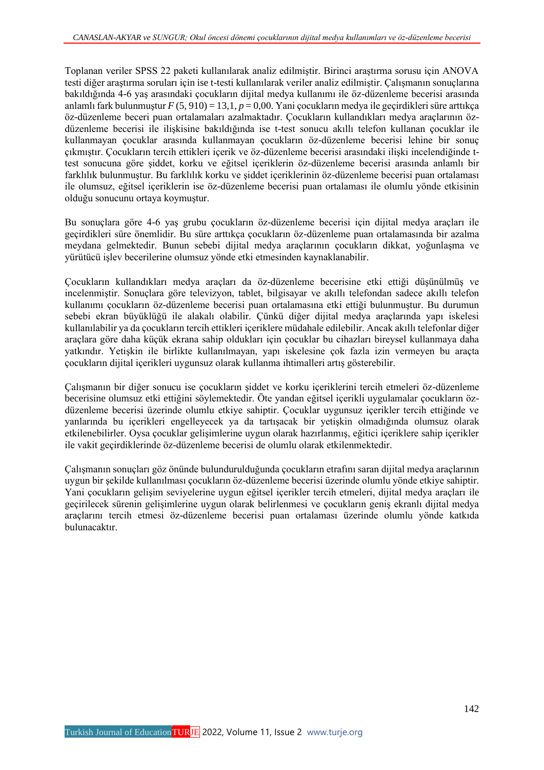Toplanan veriler SPSS 22 paketi kullanılarak analiz edilmiştir. Birinci araştırma sorusu için ANOVA testi diğer araştırma soruları için ise t-testi kullanılarak veriler analiz edilmiştir. Çalışmanın sonuçlarına bakıldığında 4-6 yaş arasındaki çocukların dijital medya kullanımı ile öz-düzenleme becerisi arasında anlamlı fark bulunmuştur $F\,(5, 910) = 13{,}1$, $p = 0{,}00$. Yani çocukların medya ile geçirdikleri süre arttıkça öz-düzenleme beceri puan ortalamaları azalmaktadır. Çocukların kullandıkları medya araçlarının öz-düzenleme becerisi ile ilişkisine bakıldığında ise t-test sonucu akıllı telefon kullanan çocuklar ile kullanmayan çocuklar arasında kullanmayan çocukların öz-düzenleme becerisi lehine bir sonuç çıkmıştır. Çocukların tercih ettikleri içerik ve öz-düzenleme becerisi arasındaki ilişki incelendiğinde t-test sonucuna göre şiddet, korku ve eğitsel içeriklerin öz-düzenleme becerisi arasında anlamlı bir farklılık bulunmuştur. Bu farklılık korku ve şiddet içeriklerinin öz-düzenleme becerisi puan ortalaması ile olumsuz, eğitsel içeriklerin ise öz-düzenleme becerisi puan ortalaması ile olumlu yönde etkisinin olduğu sonucunu ortaya koymuştur.

Bu sonuçlara göre 4-6 yaş grubu çocukların öz-düzenleme becerisi için dijital medya araçları ile geçirdikleri süre önemlidir. Bu süre arttıkça çocukların öz-düzenleme puan ortalamasında bir azalma meydana gelmektedir. Bunun sebebi dijital medya araçlarının çocukların dikkat, yoğunlaşma ve yürütücü işlev becerilerine olumsuz yönde etki etmesinden kaynaklanabilir.

Çocukların kullandıkları medya araçları da öz-düzenleme becerisine etki ettiği düşünülmüş ve incelenmiştir. Sonuçlara göre televizyon, tablet, bilgisayar ve akıllı telefondan sadece akıllı telefon kullanımı çocukların öz-düzenleme becerisi puan ortalamasına etki ettiği bulunmuştur. Bu durumun sebebi ekran büyüklüğü ile alakalı olabilir. Çünkü diğer dijital medya araçlarında yapı iskelesi kullanılabilir ya da çocukların tercih ettikleri içeriklere müdahale edilebilir. Ancak akıllı telefonlar diğer araçlara göre daha küçük ekrana sahip oldukları için çocuklar bu cihazları bireysel kullanmaya daha yatkındır. Yetişkin ile birlikte kullanılmayan, yapı iskelesine çok fazla izin vermeyen bu araçta çocukların dijital içerikleri uygunsuz olarak kullanma ihtimalleri artış gösterebilir.

Çalışmanın bir diğer sonucu ise çocukların şiddet ve korku içeriklerini tercih etmeleri öz-düzenleme becerisine olumsuz etki ettiğini söylemektedir. Öte yandan eğitsel içerikli uygulamalar çocukların öz-düzenleme becerisi üzerinde olumlu etkiye sahiptir. Çocuklar uygunsuz içerikler tercih ettiğinde ve yanlarında bu içerikleri engelleyecek ya da tartışacak bir yetişkin olmadığında olumsuz olarak etkilenebilirler. Oysa çocuklar gelişimlerine uygun olarak hazırlanmış, eğitici içeriklere sahip içerikler ile vakit geçirdiklerinde öz-düzenleme becerisi de olumlu olarak etkilenmektedir.

Çalışmanın sonuçları göz önünde bulundurulduğunda çocukların etrafını saran dijital medya araçlarının uygun bir şekilde kullanılması çocukların öz-düzenleme becerisi üzerinde olumlu yönde etkiye sahiptir. Yani çocukların gelişim seviyelerine uygun eğitsel içerikler tercih etmeleri, dijital medya araçları ile geçirilecek sürenin gelişimlerine uygun olarak belirlenmesi ve çocukların geniş ekranlı dijital medya araçlarını tercih etmesi öz-düzenleme becerisi puan ortalaması üzerinde olumlu yönde katkıda bulunacaktır.